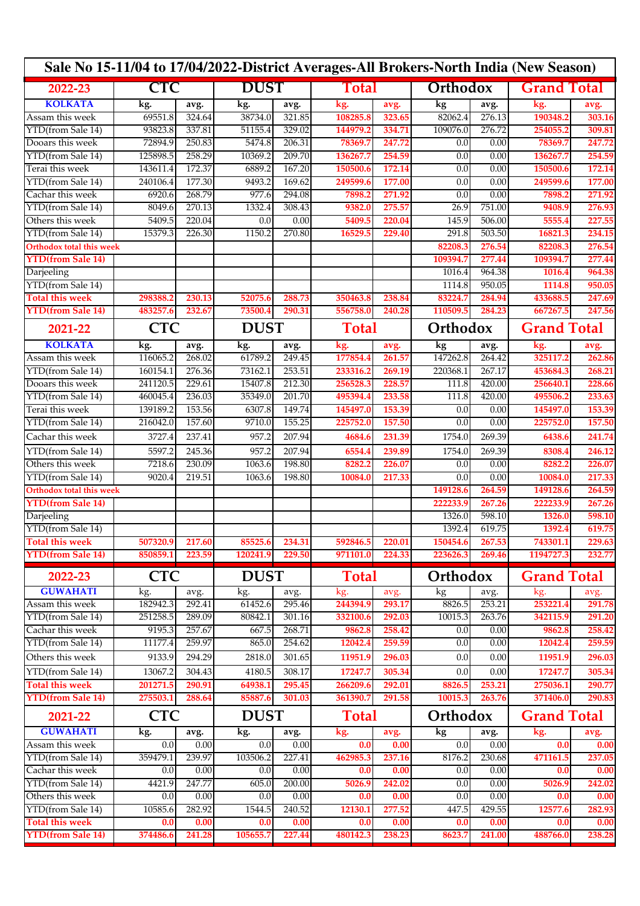# Sale No 15-11/04 to 17/04/2022-District Averages-All Brokers-North India (New Season)

| 2022-23 | CTC | | DUST | | Total | | Orthodox | | Grand Total | |
|---|---|---|---|---|---|---|---|---|---|---|
| KOLKATA | kg. | avg. | kg. | avg. | kg. | avg. | kg | avg. | kg. | avg. |
| Assam this week | 69551.8 | 324.64 | 38734.0 | 321.85 | 108285.8 | 323.65 | 82062.4 | 276.13 | 190348.2 | 303.16 |
| YTD(from Sale 14) | 93823.8 | 337.81 | 51155.4 | 329.02 | 144979.2 | 334.71 | 109076.0 | 276.72 | 254055.2 | 309.81 |
| Dooars this week | 72894.9 | 250.83 | 5474.8 | 206.31 | 78369.7 | 247.72 | 0.0 | 0.00 | 78369.7 | 247.72 |
| YTD(from Sale 14) | 125898.5 | 258.29 | 10369.2 | 209.70 | 136267.7 | 254.59 | 0.0 | 0.00 | 136267.7 | 254.59 |
| Terai this week | 143611.4 | 172.37 | 6889.2 | 167.20 | 150500.6 | 172.14 | 0.0 | 0.00 | 150500.6 | 172.14 |
| YTD(from Sale 14) | 240106.4 | 177.30 | 9493.2 | 169.62 | 249599.6 | 177.00 | 0.0 | 0.00 | 249599.6 | 177.00 |
| Cachar this week | 6920.6 | 268.79 | 977.6 | 294.08 | 7898.2 | 271.92 | 0.0 | 0.00 | 7898.2 | 271.92 |
| YTD(from Sale 14) | 8049.6 | 270.13 | 1332.4 | 308.43 | 9382.0 | 275.57 | 26.9 | 751.00 | 9408.9 | 276.93 |
| Others this week | 5409.5 | 220.04 | 0.0 | 0.00 | 5409.5 | 220.04 | 145.9 | 506.00 | 5555.4 | 227.55 |
| YTD(from Sale 14) | 15379.3 | 226.30 | 1150.2 | 270.80 | 16529.5 | 229.40 | 291.8 | 503.50 | 16821.3 | 234.15 |
| Orthodox total this week | | | | | | | 82208.3 | 276.54 | 82208.3 | 276.54 |
| YTD(from Sale 14) | | | | | | | 109394.7 | 277.44 | 109394.7 | 277.44 |
| Darjeeling | | | | | | | 1016.4 | 964.38 | 1016.4 | 964.38 |
| YTD(from Sale 14) | | | | | | | 1114.8 | 950.05 | 1114.8 | 950.05 |
| Total this week | 298388.2 | 230.13 | 52075.6 | 288.73 | 350463.8 | 238.84 | 83224.7 | 284.94 | 433688.5 | 247.69 |
| YTD(from Sale 14) | 483257.6 | 232.67 | 73500.4 | 290.31 | 556758.0 | 240.28 | 110509.5 | 284.23 | 667267.5 | 247.56 |

| 2021-22 | CTC | | DUST | | Total | | Orthodox | | Grand Total | |
|---|---|---|---|---|---|---|---|---|---|---|
| KOLKATA | kg. | avg. | kg. | avg. | kg. | avg. | kg | avg. | kg. | avg. |
| Assam this week | 116065.2 | 268.02 | 61789.2 | 249.45 | 177854.4 | 261.57 | 147262.8 | 264.42 | 325117.2 | 262.86 |
| YTD(from Sale 14) | 160154.1 | 276.36 | 73162.1 | 253.51 | 233316.2 | 269.19 | 220368.1 | 267.17 | 453684.3 | 268.21 |
| Dooars this week | 241120.5 | 229.61 | 15407.8 | 212.30 | 256528.3 | 228.57 | 111.8 | 420.00 | 256640.1 | 228.66 |
| YTD(from Sale 14) | 460045.4 | 236.03 | 35349.0 | 201.70 | 495394.4 | 233.58 | 111.8 | 420.00 | 495506.2 | 233.63 |
| Terai this week | 139189.2 | 153.56 | 6307.8 | 149.74 | 145497.0 | 153.39 | 0.0 | 0.00 | 145497.0 | 153.39 |
| YTD(from Sale 14) | 216042.0 | 157.60 | 9710.0 | 155.25 | 225752.0 | 157.50 | 0.0 | 0.00 | 225752.0 | 157.50 |
| Cachar this week | 3727.4 | 237.41 | 957.2 | 207.94 | 4684.6 | 231.39 | 1754.0 | 269.39 | 6438.6 | 241.74 |
| YTD(from Sale 14) | 5597.2 | 245.36 | 957.2 | 207.94 | 6554.4 | 239.89 | 1754.0 | 269.39 | 8308.4 | 246.12 |
| Others this week | 7218.6 | 230.09 | 1063.6 | 198.80 | 8282.2 | 226.07 | 0.0 | 0.00 | 8282.2 | 226.07 |
| YTD(from Sale 14) | 9020.4 | 219.51 | 1063.6 | 198.80 | 10084.0 | 217.33 | 0.0 | 0.00 | 10084.0 | 217.33 |
| Orthodox total this week | | | | | | | 149128.6 | 264.59 | 149128.6 | 264.59 |
| YTD(from Sale 14) | | | | | | | 222233.9 | 267.26 | 222233.9 | 267.26 |
| Darjeeling | | | | | | | 1326.0 | 598.10 | 1326.0 | 598.10 |
| YTD(from Sale 14) | | | | | | | 1392.4 | 619.75 | 1392.4 | 619.75 |
| Total this week | 507320.9 | 217.60 | 85525.6 | 234.31 | 592846.5 | 220.01 | 150454.6 | 267.53 | 743301.1 | 229.63 |
| YTD(from Sale 14) | 850859.1 | 223.59 | 120241.9 | 229.50 | 971101.0 | 224.33 | 223626.3 | 269.46 | 1194727.3 | 232.77 |

| 2022-23 | CTC | | DUST | | Total | | Orthodox | | Grand Total | |
|---|---|---|---|---|---|---|---|---|---|---|
| GUWAHATI | kg. | avg. | kg. | avg. | kg. | avg. | kg | avg. | kg. | avg. |
| Assam this week | 182942.3 | 292.41 | 61452.6 | 295.46 | 244394.9 | 293.17 | 8826.5 | 253.21 | 253221.4 | 291.78 |
| YTD(from Sale 14) | 251258.5 | 289.09 | 80842.1 | 301.16 | 332100.6 | 292.03 | 10015.3 | 263.76 | 342115.9 | 291.20 |
| Cachar this week | 9195.3 | 257.67 | 667.5 | 268.71 | 9862.8 | 258.42 | 0.0 | 0.00 | 9862.8 | 258.42 |
| YTD(from Sale 14) | 11177.4 | 259.97 | 865.0 | 254.62 | 12042.4 | 259.59 | 0.0 | 0.00 | 12042.4 | 259.59 |
| Others this week | 9133.9 | 294.29 | 2818.0 | 301.65 | 11951.9 | 296.03 | 0.0 | 0.00 | 11951.9 | 296.03 |
| YTD(from Sale 14) | 13067.2 | 304.43 | 4180.5 | 308.17 | 17247.7 | 305.34 | 0.0 | 0.00 | 17247.7 | 305.34 |
| Total this week | 201271.5 | 290.91 | 64938.1 | 295.45 | 266209.6 | 292.01 | 8826.5 | 253.21 | 275036.1 | 290.77 |
| YTD(from Sale 14) | 275503.1 | 288.64 | 85887.6 | 301.03 | 361390.7 | 291.58 | 10015.3 | 263.76 | 371406.0 | 290.83 |

| 2021-22 | CTC | | DUST | | Total | | Orthodox | | Grand Total | |
|---|---|---|---|---|---|---|---|---|---|---|
| GUWAHATI | kg. | avg. | kg. | avg. | kg. | avg. | kg | avg. | kg. | avg. |
| Assam this week | 0.0 | 0.00 | 0.0 | 0.00 | 0.0 | 0.00 | 0.0 | 0.00 | 0.0 | 0.00 |
| YTD(from Sale 14) | 359479.1 | 239.97 | 103506.2 | 227.41 | 462985.3 | 237.16 | 8176.2 | 230.68 | 471161.5 | 237.05 |
| Cachar this week | 0.0 | 0.00 | 0.0 | 0.00 | 0.0 | 0.00 | 0.0 | 0.00 | 0.0 | 0.00 |
| YTD(from Sale 14) | 4421.9 | 247.77 | 605.0 | 200.00 | 5026.9 | 242.02 | 0.0 | 0.00 | 5026.9 | 242.02 |
| Others this week | 0.0 | 0.00 | 0.0 | 0.00 | 0.0 | 0.00 | 0.0 | 0.00 | 0.0 | 0.00 |
| YTD(from Sale 14) | 10585.6 | 282.92 | 1544.5 | 240.52 | 12130.1 | 277.52 | 447.5 | 429.55 | 12577.6 | 282.93 |
| Total this week | 0.0 | 0.00 | 0.0 | 0.00 | 0.0 | 0.00 | 0.0 | 0.00 | 0.0 | 0.00 |
| YTD(from Sale 14) | 374486.6 | 241.28 | 105655.7 | 227.44 | 480142.3 | 238.23 | 8623.7 | 241.00 | 488766.0 | 238.28 |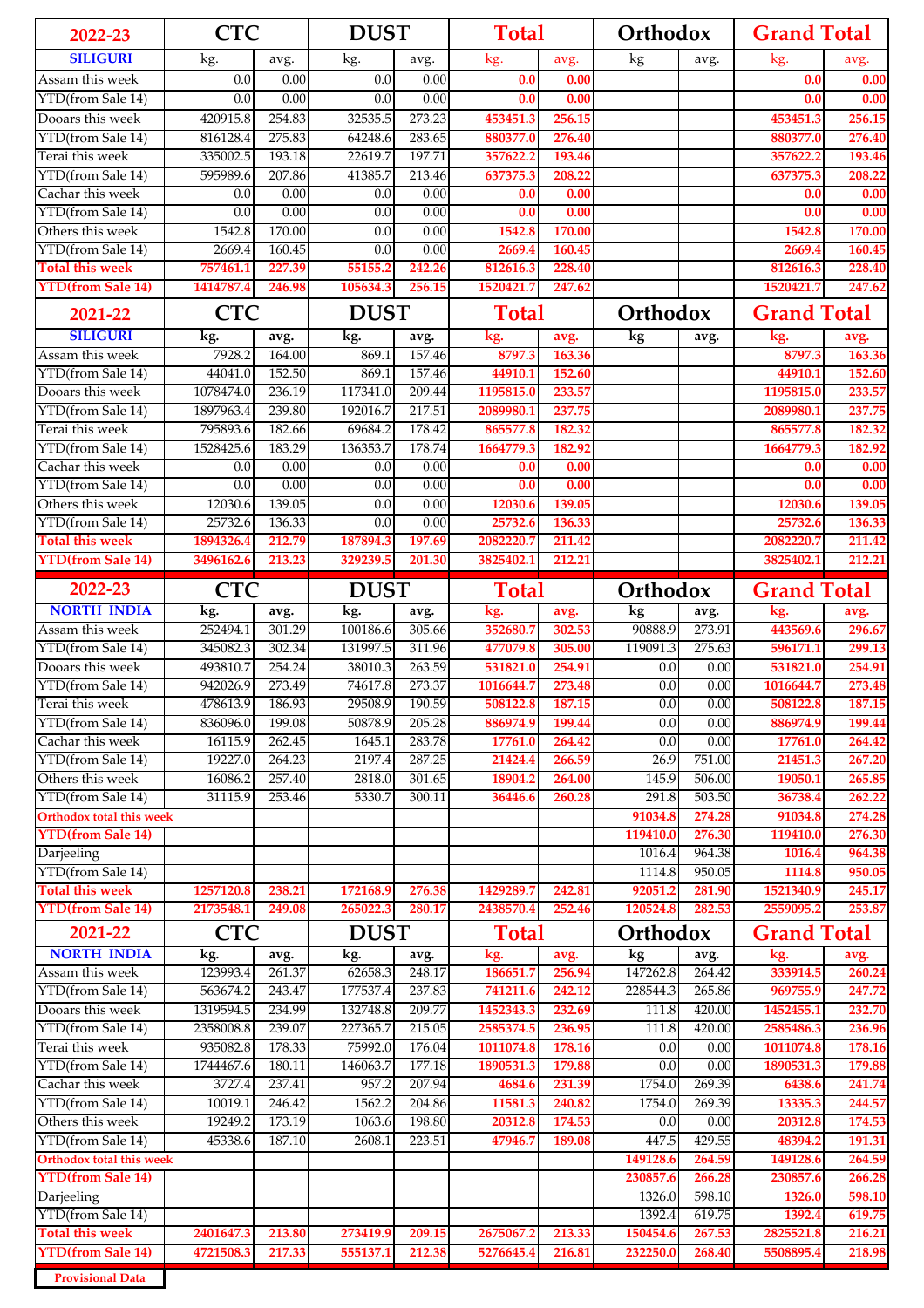| 2022-23 | CTC | | DUST | | Total | | Orthodox | | Grand Total | |
|---|---|---|---|---|---|---|---|---|---|---|
| SILIGURI | kg. | avg. | kg. | avg. | kg. | avg. | kg | avg. | kg. | avg. |
| Assam this week | 0.0 | 0.00 | 0.0 | 0.00 | 0.0 | 0.00 | | | 0.0 | 0.00 |
| YTD(from Sale 14) | 0.0 | 0.00 | 0.0 | 0.00 | 0.0 | 0.00 | | | 0.0 | 0.00 |
| Dooars this week | 420915.8 | 254.83 | 32535.5 | 273.23 | 453451.3 | 256.15 | | | 453451.3 | 256.15 |
| YTD(from Sale 14) | 816128.4 | 275.83 | 64248.6 | 283.65 | 880377.0 | 276.40 | | | 880377.0 | 276.40 |
| Terai this week | 335002.5 | 193.18 | 22619.7 | 197.71 | 357622.2 | 193.46 | | | 357622.2 | 193.46 |
| YTD(from Sale 14) | 595989.6 | 207.86 | 41385.7 | 213.46 | 637375.3 | 208.22 | | | 637375.3 | 208.22 |
| Cachar this week | 0.0 | 0.00 | 0.0 | 0.00 | 0.0 | 0.00 | | | 0.0 | 0.00 |
| YTD(from Sale 14) | 0.0 | 0.00 | 0.0 | 0.00 | 0.0 | 0.00 | | | 0.0 | 0.00 |
| Others this week | 1542.8 | 170.00 | 0.0 | 0.00 | 1542.8 | 170.00 | | | 1542.8 | 170.00 |
| YTD(from Sale 14) | 2669.4 | 160.45 | 0.0 | 0.00 | 2669.4 | 160.45 | | | 2669.4 | 160.45 |
| **Total this week** | **757461.1** | **227.39** | **55155.2** | **242.26** | **812616.3** | **228.40** | | | **812616.3** | **228.40** |
| **YTD(from Sale 14)** | **1414787.4** | **246.98** | **105634.3** | **256.15** | **1520421.7** | **247.62** | | | **1520421.7** | **247.62** |

| 2021-22 | CTC | | DUST | | Total | | Orthodox | | Grand Total | |
|---|---|---|---|---|---|---|---|---|---|---|
| SILIGURI | kg. | avg. | kg. | avg. | kg. | avg. | kg | avg. | kg. | avg. |
| Assam this week | 7928.2 | 164.00 | 869.1 | 157.46 | 8797.3 | 163.36 | | | 8797.3 | 163.36 |
| YTD(from Sale 14) | 44041.0 | 152.50 | 869.1 | 157.46 | 44910.1 | 152.60 | | | 44910.1 | 152.60 |
| Dooars this week | 1078474.0 | 236.19 | 117341.0 | 209.44 | 1195815.0 | 233.57 | | | 1195815.0 | 233.57 |
| YTD(from Sale 14) | 1897963.4 | 239.80 | 192016.7 | 217.51 | 2089980.1 | 237.75 | | | 2089980.1 | 237.75 |
| Terai this week | 795893.6 | 182.66 | 69684.2 | 178.42 | 865577.8 | 182.32 | | | 865577.8 | 182.32 |
| YTD(from Sale 14) | 1528425.6 | 183.29 | 136353.7 | 178.74 | 1664779.3 | 182.92 | | | 1664779.3 | 182.92 |
| Cachar this week | 0.0 | 0.00 | 0.0 | 0.00 | 0.0 | 0.00 | | | 0.0 | 0.00 |
| YTD(from Sale 14) | 0.0 | 0.00 | 0.0 | 0.00 | 0.0 | 0.00 | | | 0.0 | 0.00 |
| Others this week | 12030.6 | 139.05 | 0.0 | 0.00 | 12030.6 | 139.05 | | | 12030.6 | 139.05 |
| YTD(from Sale 14) | 25732.6 | 136.33 | 0.0 | 0.00 | 25732.6 | 136.33 | | | 25732.6 | 136.33 |
| **Total this week** | **1894326.4** | **212.79** | **187894.3** | **197.69** | **2082220.7** | **211.42** | | | **2082220.7** | **211.42** |
| **YTD(from Sale 14)** | **3496162.6** | **213.23** | **329239.5** | **201.30** | **3825402.1** | **212.21** | | | **3825402.1** | **212.21** |

| 2022-23 | CTC | | DUST | | Total | | Orthodox | | Grand Total | |
|---|---|---|---|---|---|---|---|---|---|---|
| NORTH INDIA | kg. | avg. | kg. | avg. | kg. | avg. | kg | avg. | kg. | avg. |
| Assam this week | 252494.1 | 301.29 | 100186.6 | 305.66 | 352680.7 | 302.53 | 90888.9 | 273.91 | 443569.6 | 296.67 |
| YTD(from Sale 14) | 345082.3 | 302.34 | 131997.5 | 311.96 | 477079.8 | 305.00 | 119091.3 | 275.63 | 596171.1 | 299.13 |
| Dooars this week | 493810.7 | 254.24 | 38010.3 | 263.59 | 531821.0 | 254.91 | 0.0 | 0.00 | 531821.0 | 254.91 |
| YTD(from Sale 14) | 942026.9 | 273.49 | 74617.8 | 273.37 | 1016644.7 | 273.48 | 0.0 | 0.00 | 1016644.7 | 273.48 |
| Terai this week | 478613.9 | 186.93 | 29508.9 | 190.59 | 508122.8 | 187.15 | 0.0 | 0.00 | 508122.8 | 187.15 |
| YTD(from Sale 14) | 836096.0 | 199.08 | 50878.9 | 205.28 | 886974.9 | 199.44 | 0.0 | 0.00 | 886974.9 | 199.44 |
| Cachar this week | 16115.9 | 262.45 | 1645.1 | 283.78 | 17761.0 | 264.42 | 0.0 | 0.00 | 17761.0 | 264.42 |
| YTD(from Sale 14) | 19227.0 | 264.23 | 2197.4 | 287.25 | 21424.4 | 266.59 | 26.9 | 751.00 | 21451.3 | 267.20 |
| Others this week | 16086.2 | 257.40 | 2818.0 | 301.65 | 18904.2 | 264.00 | 145.9 | 506.00 | 19050.1 | 265.85 |
| YTD(from Sale 14) | 31115.9 | 253.46 | 5330.7 | 300.11 | 36446.6 | 260.28 | 291.8 | 503.50 | 36738.4 | 262.22 |
| **Orthodox total this week** | | | | | | | 91034.8 | 274.28 | 91034.8 | 274.28 |
| **YTD(from Sale 14)** | | | | | | | 119410.0 | 276.30 | 119410.0 | 276.30 |
| Darjeeling | | | | | | | 1016.4 | 964.38 | 1016.4 | 964.38 |
| YTD(from Sale 14) | | | | | | | 1114.8 | 950.05 | 1114.8 | 950.05 |
| **Total this week** | **1257120.8** | **238.21** | **172168.9** | **276.38** | **1429289.7** | **242.81** | **92051.2** | **281.90** | **1521340.9** | **245.17** |
| **YTD(from Sale 14)** | **2173548.1** | **249.08** | **265022.3** | **280.17** | **2438570.4** | **252.46** | **120524.8** | **282.53** | **2559095.2** | **253.87** |

| 2021-22 | CTC | | DUST | | Total | | Orthodox | | Grand Total | |
|---|---|---|---|---|---|---|---|---|---|---|
| NORTH INDIA | kg. | avg. | kg. | avg. | kg. | avg. | kg | avg. | kg. | avg. |
| Assam this week | 123993.4 | 261.37 | 62658.3 | 248.17 | 186651.7 | 256.94 | 147262.8 | 264.42 | 333914.5 | 260.24 |
| YTD(from Sale 14) | 563674.2 | 243.47 | 177537.4 | 237.83 | 741211.6 | 242.12 | 228544.3 | 265.86 | 969755.9 | 247.72 |
| Dooars this week | 1319594.5 | 234.99 | 132748.8 | 209.77 | 1452343.3 | 232.69 | 111.8 | 420.00 | 1452455.1 | 232.70 |
| YTD(from Sale 14) | 2358008.8 | 239.07 | 227365.7 | 215.05 | 2585374.5 | 236.95 | 111.8 | 420.00 | 2585486.3 | 236.96 |
| Terai this week | 935082.8 | 178.33 | 75992.0 | 176.04 | 1011074.8 | 178.16 | 0.0 | 0.00 | 1011074.8 | 178.16 |
| YTD(from Sale 14) | 1744467.6 | 180.11 | 146063.7 | 177.18 | 1890531.3 | 179.88 | 0.0 | 0.00 | 1890531.3 | 179.88 |
| Cachar this week | 3727.4 | 237.41 | 957.2 | 207.94 | 4684.6 | 231.39 | 1754.0 | 269.39 | 6438.6 | 241.74 |
| YTD(from Sale 14) | 10019.1 | 246.42 | 1562.2 | 204.86 | 11581.3 | 240.82 | 1754.0 | 269.39 | 13335.3 | 244.57 |
| Others this week | 19249.2 | 173.19 | 1063.6 | 198.80 | 20312.8 | 174.53 | 0.0 | 0.00 | 20312.8 | 174.53 |
| YTD(from Sale 14) | 45338.6 | 187.10 | 2608.1 | 223.51 | 47946.7 | 189.08 | 447.5 | 429.55 | 48394.2 | 191.31 |
| **Orthodox total this week** | | | | | | | 149128.6 | 264.59 | 149128.6 | 264.59 |
| **YTD(from Sale 14)** | | | | | | | 230857.6 | 266.28 | 230857.6 | 266.28 |
| Darjeeling | | | | | | | 1326.0 | 598.10 | 1326.0 | 598.10 |
| YTD(from Sale 14) | | | | | | | 1392.4 | 619.75 | 1392.4 | 619.75 |
| **Total this week** | **2401647.3** | **213.80** | **273419.9** | **209.15** | **2675067.2** | **213.33** | **150454.6** | **267.53** | **2825521.8** | **216.21** |
| **YTD(from Sale 14)** | **4721508.3** | **217.33** | **555137.1** | **212.38** | **5276645.4** | **216.81** | **232250.0** | **268.40** | **5508895.4** | **218.98** |

**Provisional Data**